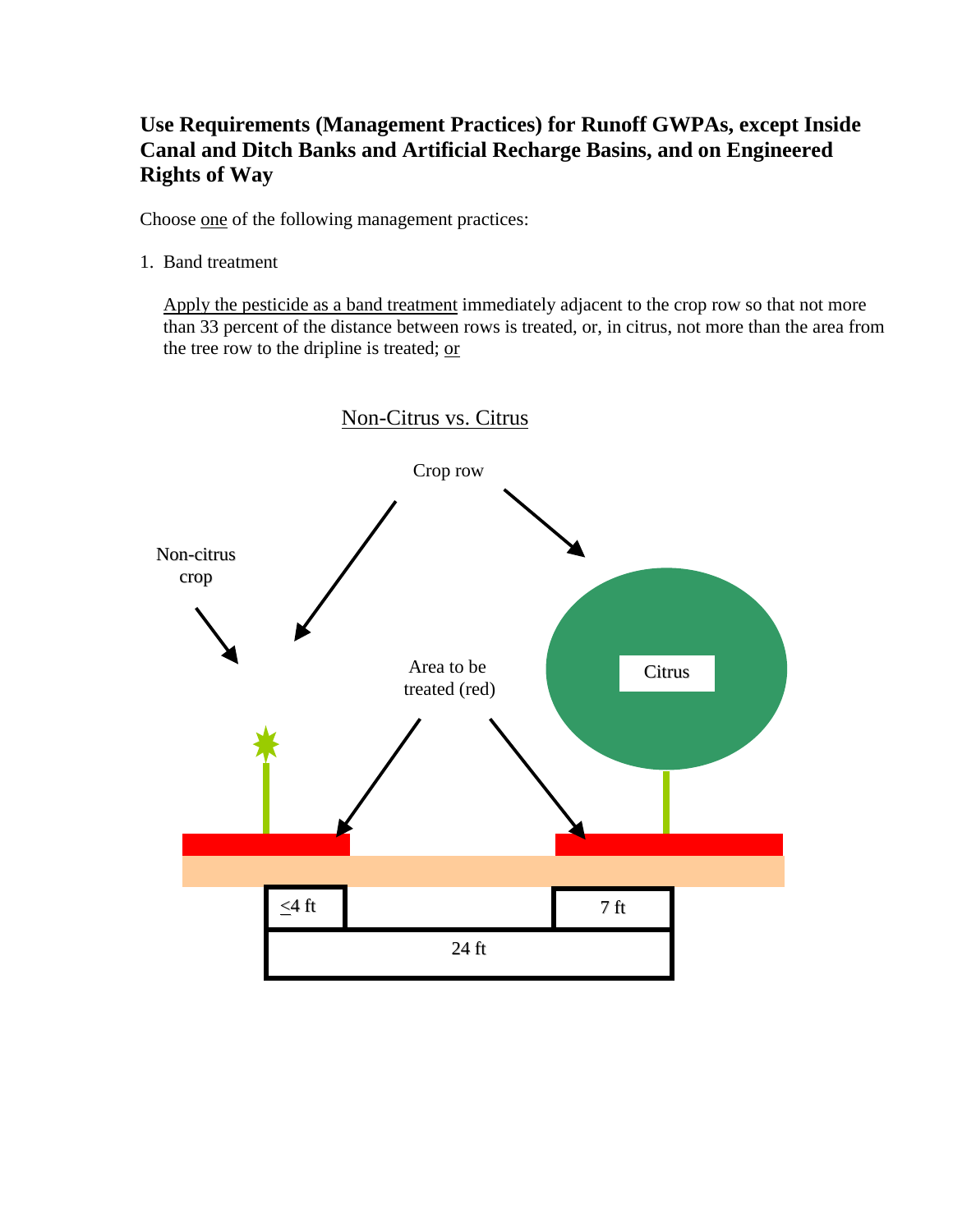**Use Requirements (Management Practices) for Runoff GWPAs, except Inside Canal and Ditch Banks and Artificial Recharge Basins, and on Engineered Rights of Way**

Choose one of the following management practices:

1. Band treatment

   Apply the pesticide as a band treatment immediately adjacent to the crop row so that not more than 33 percent of the distance between rows is treated, or, in citrus, not more than the area from the tree row to the dripline is treated; or

Non-Citrus vs. Citrus

Crop row

Non-citrus crop

Area to be treated (red)

Citrus

≤4 ft

7 ft

24 ft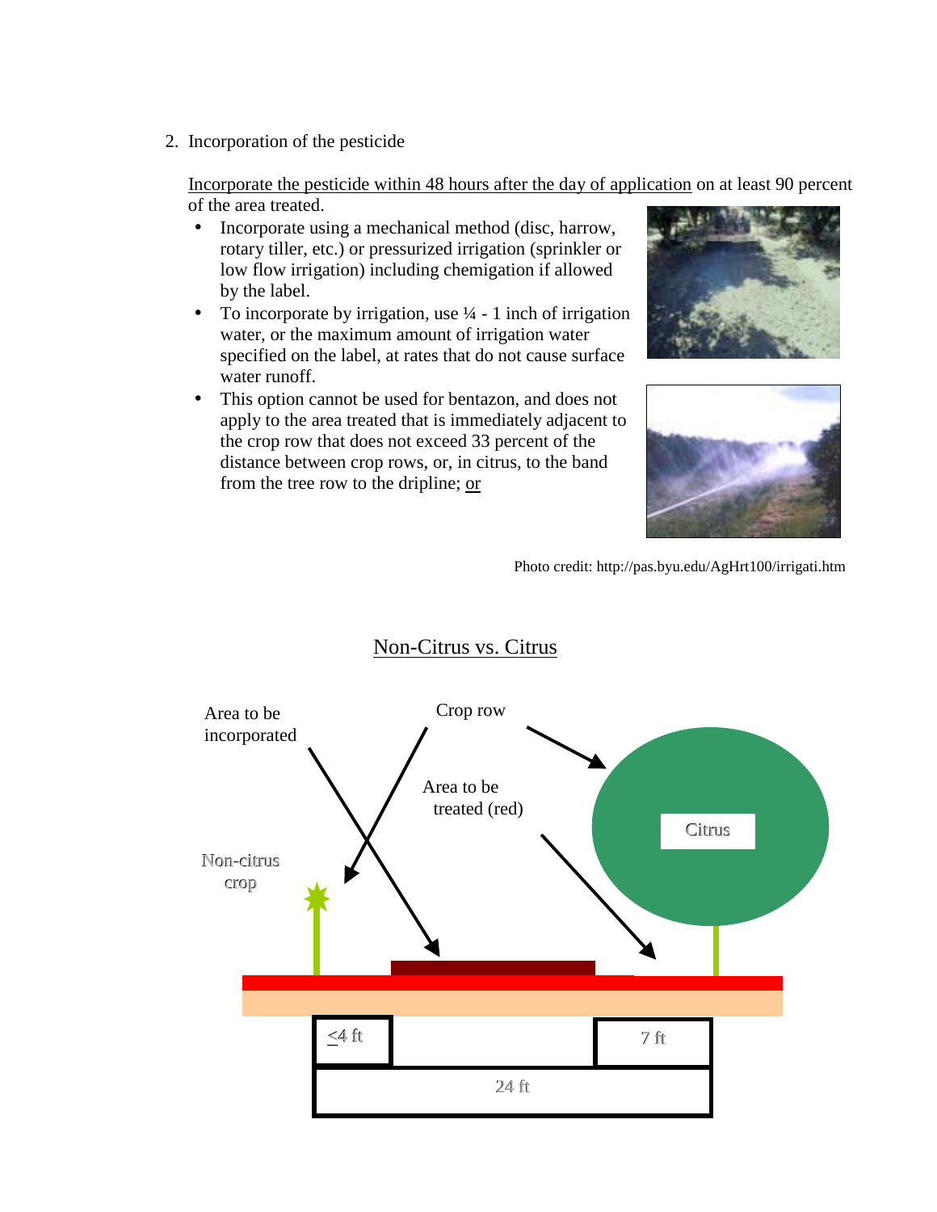2. Incorporation of the pesticide

   Incorporate the pesticide within 48 hours after the day of application on at least 90 percent of the area treated.

   - Incorporate using a mechanical method (disc, harrow, rotary tiller, etc.) or pressurized irrigation (sprinkler or low flow irrigation) including chemigation if allowed by the label.
   - To incorporate by irrigation, use ¼ - 1 inch of irrigation water, or the maximum amount of irrigation water specified on the label, at rates that do not cause surface water runoff.
   - This option cannot be used for bentazon, and does not apply to the area treated that is immediately adjacent to the crop row that does not exceed 33 percent of the distance between crop rows, or, in citrus, to the band from the tree row to the dripline; or

Photo credit: http://pas.byu.edu/AgHrt100/irrigati.htm

Non-Citrus vs. Citrus

Area to be incorporated

Crop row

Area to be treated (red)

Non-citrus crop

Citrus

≤4 ft

7 ft

24 ft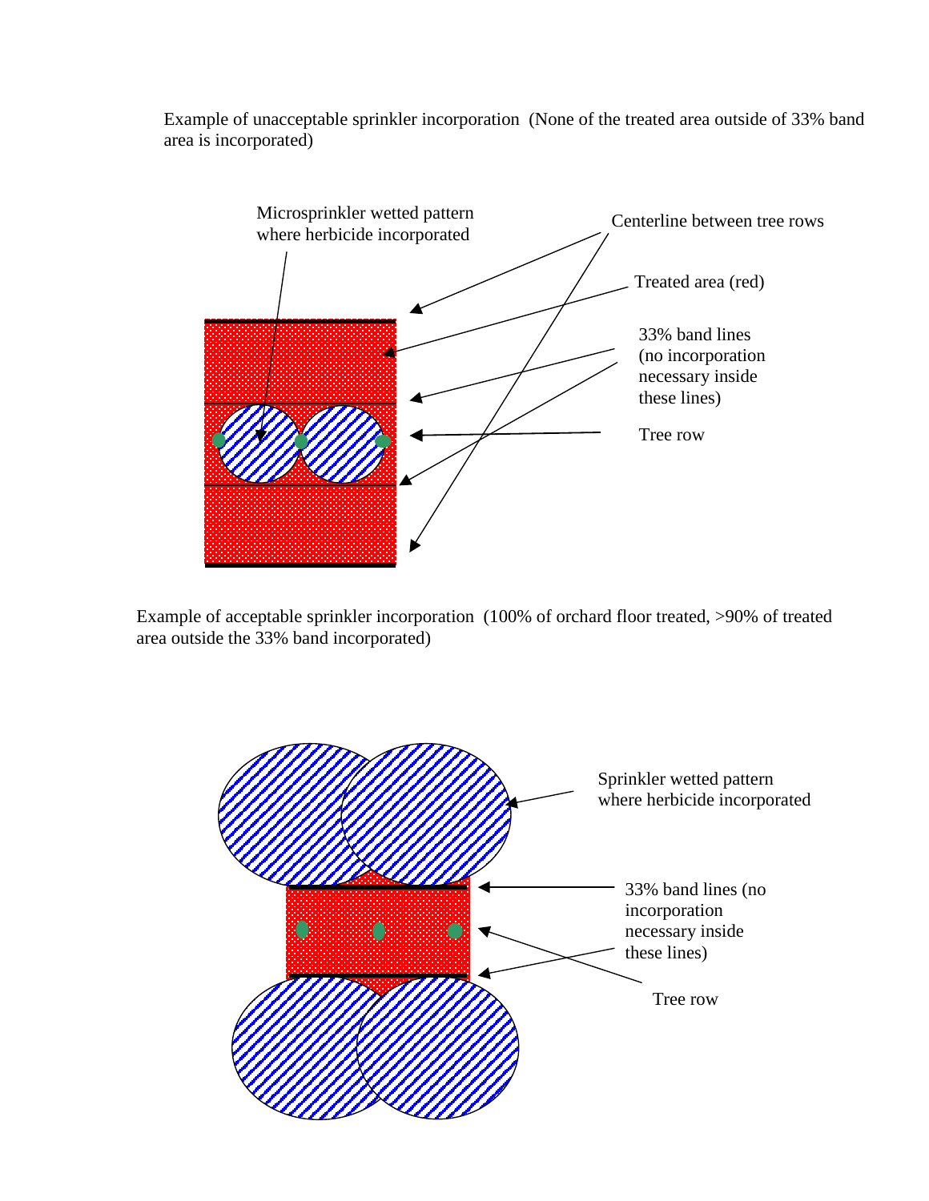Example of unacceptable sprinkler incorporation (None of the treated area outside of 33% band area is incorporated)

Microsprinkler wetted pattern where herbicide incorporated

Centerline between tree rows

Treated area (red)

33% band lines (no incorporation necessary inside these lines)

Tree row

Example of acceptable sprinkler incorporation (100% of orchard floor treated, >90% of treated area outside the 33% band incorporated)

Sprinkler wetted pattern where herbicide incorporated

33% band lines (no incorporation necessary inside these lines)

Tree row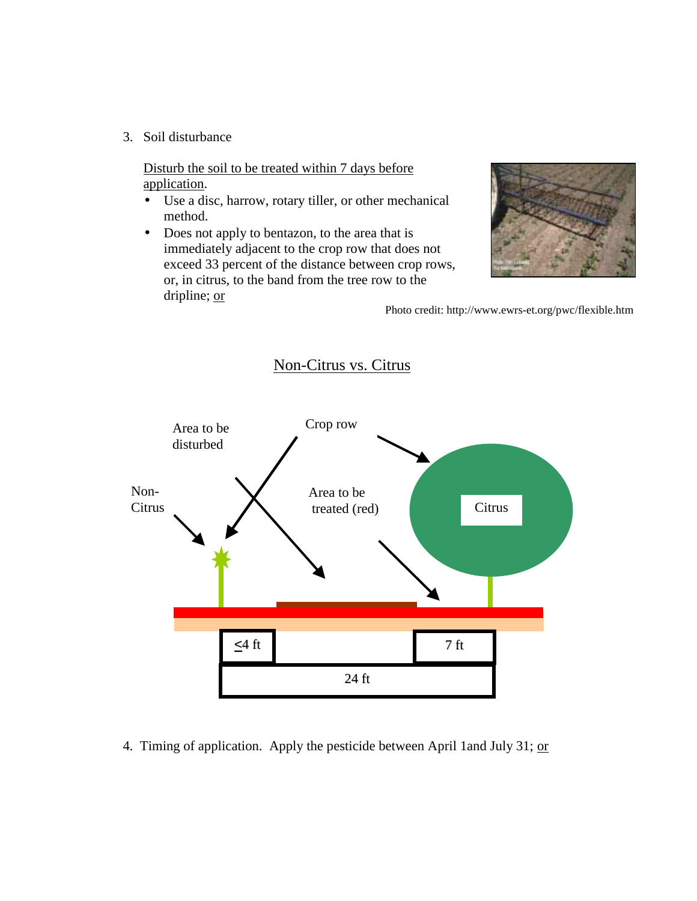3. Soil disturbance

   <u>Disturb the soil to be treated within 7 days before application</u>.

   - Use a disc, harrow, rotary tiller, or other mechanical method.
   - Does not apply to bentazon, to the area that is immediately adjacent to the crop row that does not exceed 33 percent of the distance between crop rows, or, in citrus, to the band from the tree row to the dripline; <u>or</u>

Photo credit: http://www.ewrs-et.org/pwc/flexible.htm

<u>Non-Citrus vs. Citrus</u>

Area to be disturbed

Crop row

Non-Citrus

Area to be treated (red)

Citrus

≤4 ft

7 ft

24 ft

4. Timing of application. Apply the pesticide between April 1and July 31; <u>or</u>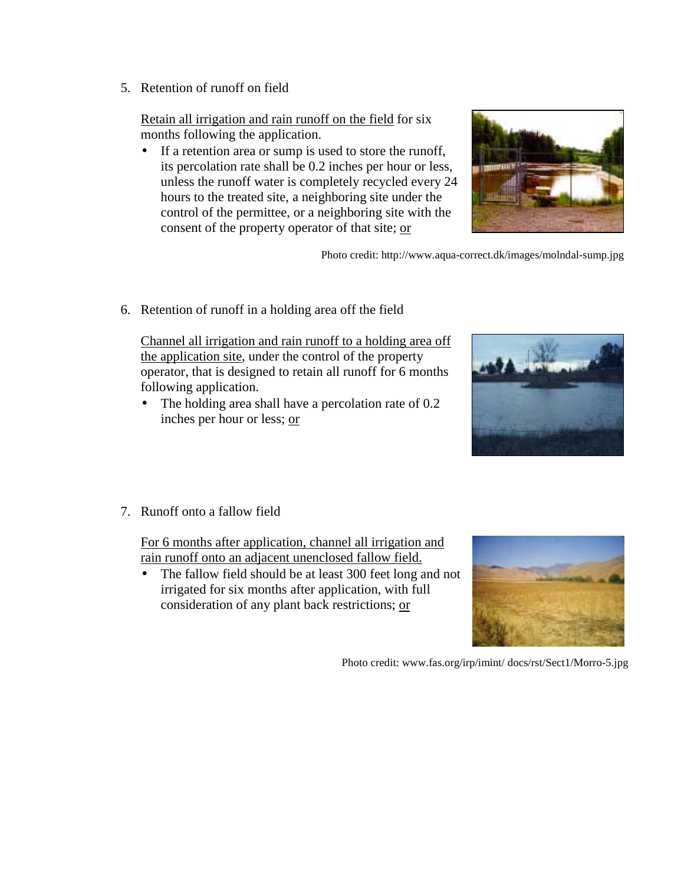5. Retention of runoff on field

   Retain all irrigation and rain runoff on the field for six months following the application.

   - If a retention area or sump is used to store the runoff, its percolation rate shall be 0.2 inches per hour or less, unless the runoff water is completely recycled every 24 hours to the treated site, a neighboring site under the control of the permittee, or a neighboring site with the consent of the property operator of that site; or

Photo credit: http://www.aqua-correct.dk/images/molndal-sump.jpg

6. Retention of runoff in a holding area off the field

   Channel all irrigation and rain runoff to a holding area off the application site, under the control of the property operator, that is designed to retain all runoff for 6 months following application.

   - The holding area shall have a percolation rate of 0.2 inches per hour or less; or

7. Runoff onto a fallow field

   For 6 months after application, channel all irrigation and rain runoff onto an adjacent unenclosed fallow field.

   - The fallow field should be at least 300 feet long and not irrigated for six months after application, with full consideration of any plant back restrictions; or

Photo credit: www.fas.org/irp/imint/ docs/rst/Sect1/Morro-5.jpg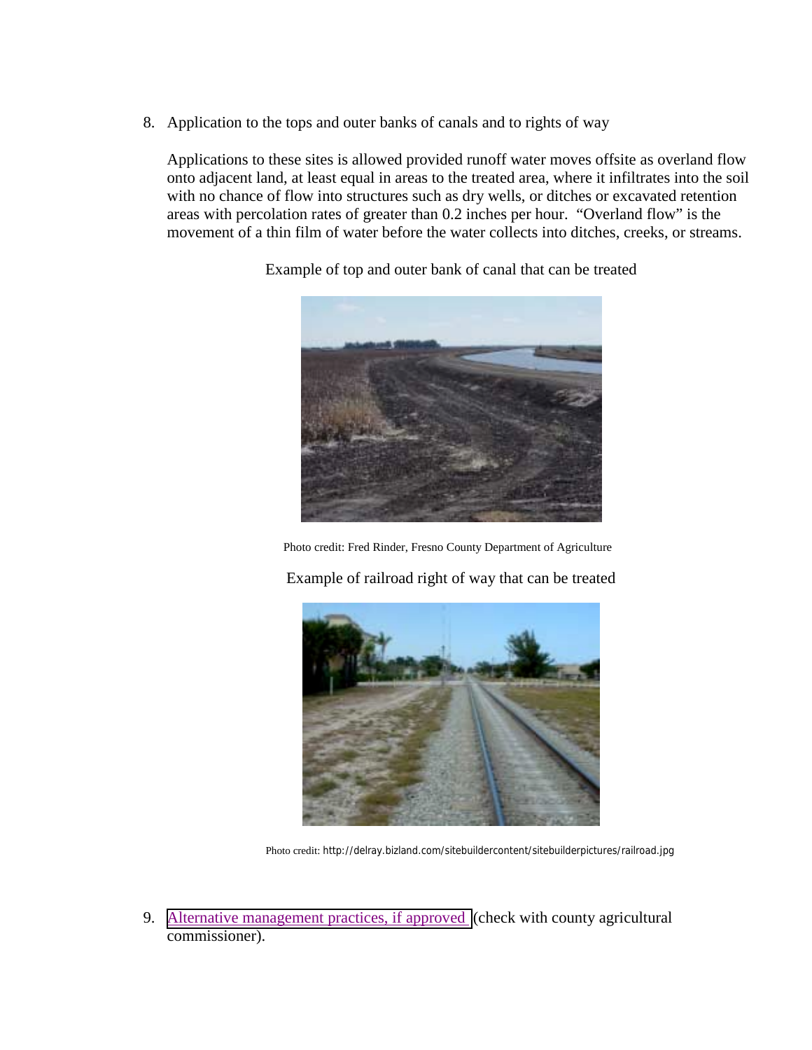8. Application to the tops and outer banks of canals and to rights of way

   Applications to these sites is allowed provided runoff water moves offsite as overland flow onto adjacent land, at least equal in areas to the treated area, where it infiltrates into the soil with no chance of flow into structures such as dry wells, or ditches or excavated retention areas with percolation rates of greater than 0.2 inches per hour. "Overland flow" is the movement of a thin film of water before the water collects into ditches, creeks, or streams.

   Example of top and outer bank of canal that can be treated

   Photo credit: Fred Rinder, Fresno County Department of Agriculture

   Example of railroad right of way that can be treated

   Photo credit: http://delray.bizland.com/sitebuildercontent/sitebuilderpictures/railroad.jpg

9. Alternative management practices, if approved (check with county agricultural commissioner).